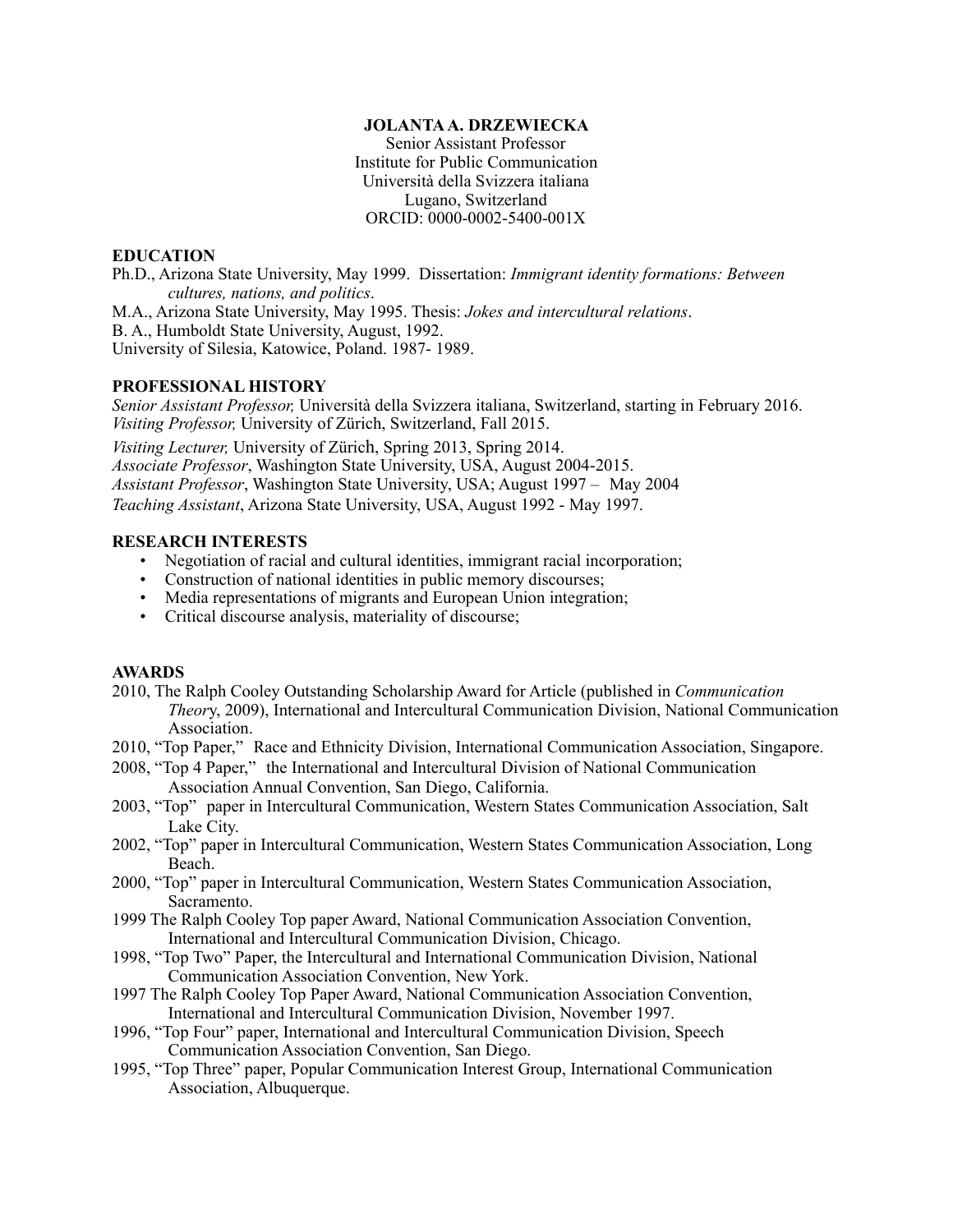**JOLANTA A. DRZEWIECKA**
Senior Assistant Professor
Institute for Public Communication
Università della Svizzera italiana
Lugano, Switzerland
ORCID: 0000-0002-5400-001X

## EDUCATION

Ph.D., Arizona State University, May 1999. Dissertation: *Immigrant identity formations: Between cultures, nations, and politics*.
M.A., Arizona State University, May 1995. Thesis: *Jokes and intercultural relations*.
B. A., Humboldt State University, August, 1992.
University of Silesia, Katowice, Poland. 1987- 1989.

## PROFESSIONAL HISTORY

*Senior Assistant Professor,* Università della Svizzera italiana, Switzerland, starting in February 2016.
*Visiting Professor,* University of Zürich, Switzerland, Fall 2015.
*Visiting Lecturer,* University of Zürich, Spring 2013, Spring 2014.
*Associate Professor*, Washington State University, USA, August 2004-2015.
*Assistant Professor*, Washington State University, USA; August 1997 – May 2004
*Teaching Assistant*, Arizona State University, USA, August 1992 - May 1997.

## RESEARCH INTERESTS

- Negotiation of racial and cultural identities, immigrant racial incorporation;
- Construction of national identities in public memory discourses;
- Media representations of migrants and European Union integration;
- Critical discourse analysis, materiality of discourse;

## AWARDS

2010, The Ralph Cooley Outstanding Scholarship Award for Article (published in *Communication Theory*, 2009), International and Intercultural Communication Division, National Communication Association.
2010, "Top Paper," Race and Ethnicity Division, International Communication Association, Singapore.
2008, "Top 4 Paper," the International and Intercultural Division of National Communication Association Annual Convention, San Diego, California.
2003, "Top" paper in Intercultural Communication, Western States Communication Association, Salt Lake City.
2002, "Top" paper in Intercultural Communication, Western States Communication Association, Long Beach.
2000, "Top" paper in Intercultural Communication, Western States Communication Association, Sacramento.
1999 The Ralph Cooley Top paper Award, National Communication Association Convention, International and Intercultural Communication Division, Chicago.
1998, "Top Two" Paper, the Intercultural and International Communication Division, National Communication Association Convention, New York.
1997 The Ralph Cooley Top Paper Award, National Communication Association Convention, International and Intercultural Communication Division, November 1997.
1996, "Top Four" paper, International and Intercultural Communication Division, Speech Communication Association Convention, San Diego.
1995, "Top Three" paper, Popular Communication Interest Group, International Communication Association, Albuquerque.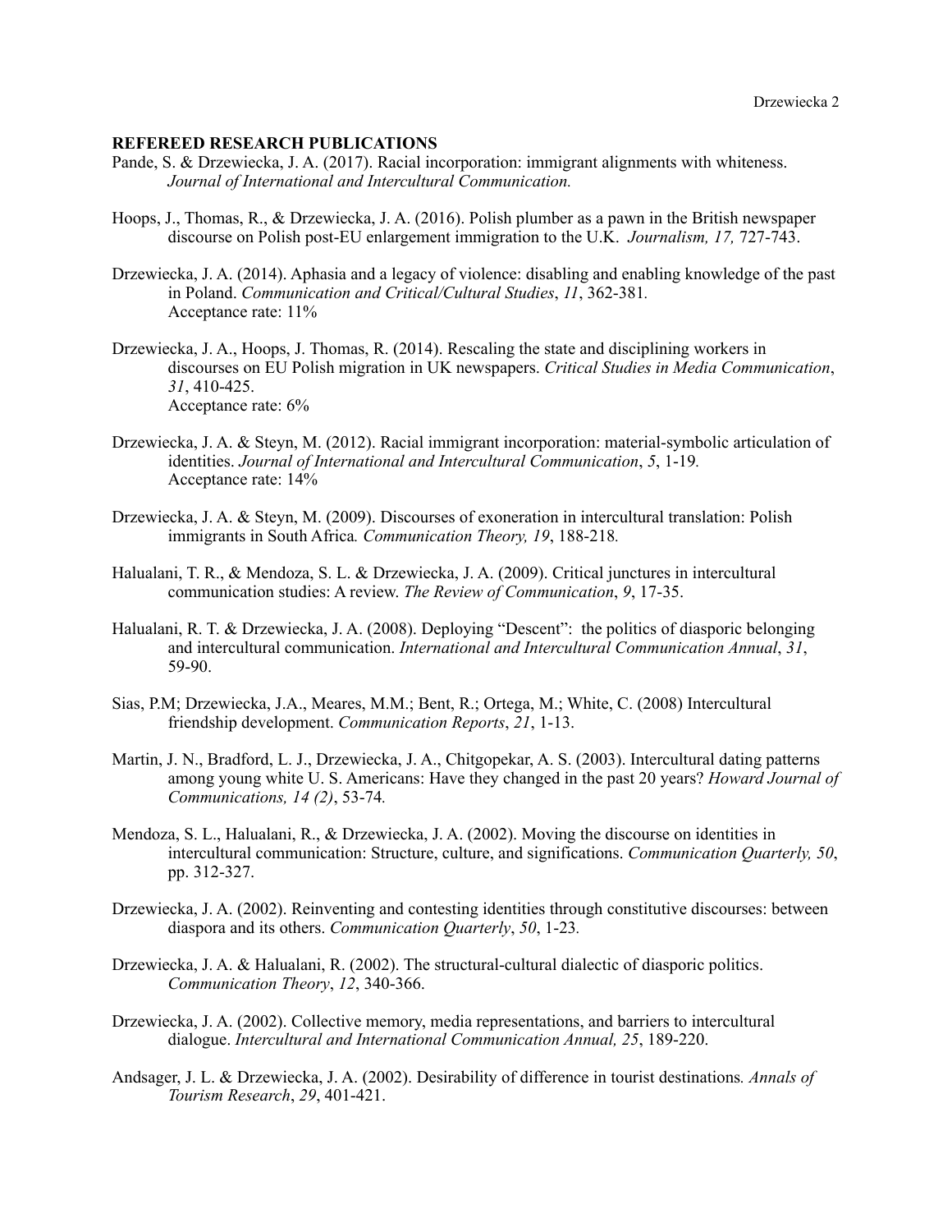**REFEREED RESEARCH PUBLICATIONS**

Pande, S. & Drzewiecka, J. A. (2017). Racial incorporation: immigrant alignments with whiteness. *Journal of International and Intercultural Communication.*

Hoops, J., Thomas, R., & Drzewiecka, J. A. (2016). Polish plumber as a pawn in the British newspaper discourse on Polish post-EU enlargement immigration to the U.K. *Journalism, 17,* 727-743.

Drzewiecka, J. A. (2014). Aphasia and a legacy of violence: disabling and enabling knowledge of the past in Poland. *Communication and Critical/Cultural Studies*, *11*, 362-381.
Acceptance rate: 11%

Drzewiecka, J. A., Hoops, J. Thomas, R. (2014). Rescaling the state and disciplining workers in discourses on EU Polish migration in UK newspapers. *Critical Studies in Media Communication*, *31*, 410-425.
Acceptance rate: 6%

Drzewiecka, J. A. & Steyn, M. (2012). Racial immigrant incorporation: material-symbolic articulation of identities. *Journal of International and Intercultural Communication*, *5*, 1-19.
Acceptance rate: 14%

Drzewiecka, J. A. & Steyn, M. (2009). Discourses of exoneration in intercultural translation: Polish immigrants in South Africa*. Communication Theory, 19*, 188-218.

Halualani, T. R., & Mendoza, S. L. & Drzewiecka, J. A. (2009). Critical junctures in intercultural communication studies: A review. *The Review of Communication*, *9*, 17-35.

Halualani, R. T. & Drzewiecka, J. A. (2008). Deploying "Descent": the politics of diasporic belonging and intercultural communication. *International and Intercultural Communication Annual*, *31*, 59-90.

Sias, P.M; Drzewiecka, J.A., Meares, M.M.; Bent, R.; Ortega, M.; White, C. (2008) Intercultural friendship development. *Communication Reports*, *21*, 1-13.

Martin, J. N., Bradford, L. J., Drzewiecka, J. A., Chitgopekar, A. S. (2003). Intercultural dating patterns among young white U. S. Americans: Have they changed in the past 20 years? *Howard Journal of Communications, 14 (2)*, 53-74.

Mendoza, S. L., Halualani, R., & Drzewiecka, J. A. (2002). Moving the discourse on identities in intercultural communication: Structure, culture, and significations. *Communication Quarterly, 50*, pp. 312-327.

Drzewiecka, J. A. (2002). Reinventing and contesting identities through constitutive discourses: between diaspora and its others. *Communication Quarterly*, *50*, 1-23.

Drzewiecka, J. A. & Halualani, R. (2002). The structural-cultural dialectic of diasporic politics. *Communication Theory*, *12*, 340-366.

Drzewiecka, J. A. (2002). Collective memory, media representations, and barriers to intercultural dialogue. *Intercultural and International Communication Annual, 25*, 189-220.

Andsager, J. L. & Drzewiecka, J. A. (2002). Desirability of difference in tourist destinations*. Annals of Tourism Research*, *29*, 401-421.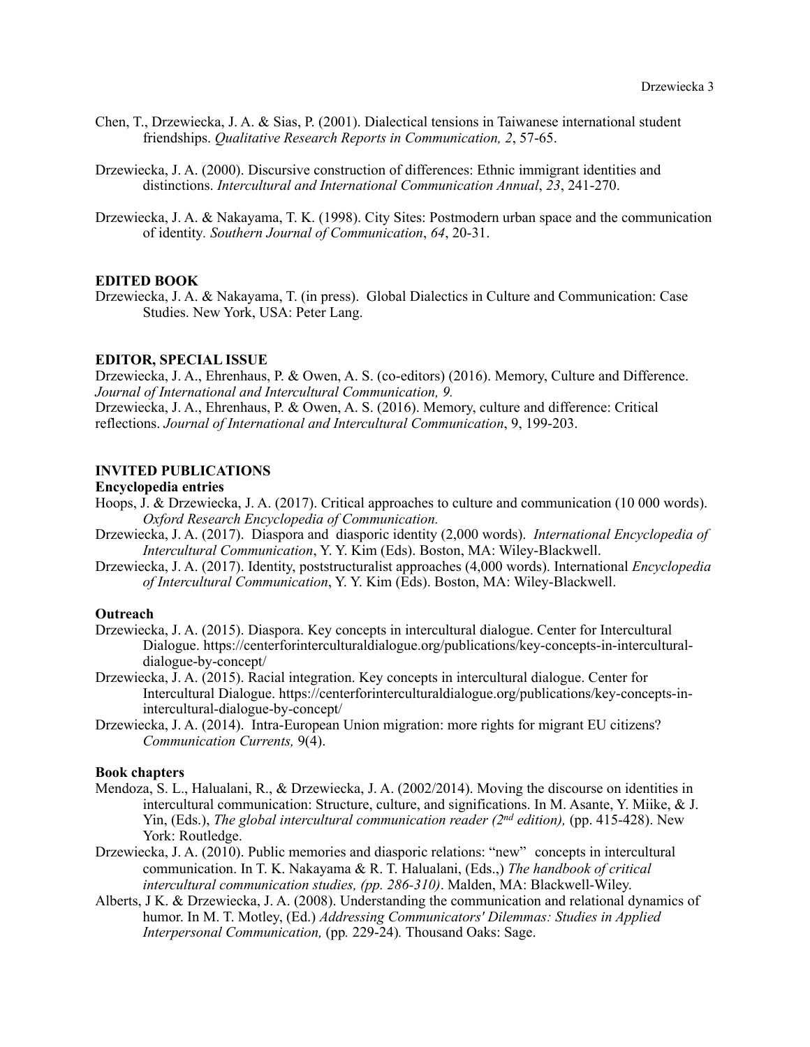Chen, T., Drzewiecka, J. A. & Sias, P. (2001). Dialectical tensions in Taiwanese international student friendships. *Qualitative Research Reports in Communication, 2*, 57-65.

Drzewiecka, J. A. (2000). Discursive construction of differences: Ethnic immigrant identities and distinctions. *Intercultural and International Communication Annual*, *23*, 241-270.

Drzewiecka, J. A. & Nakayama, T. K. (1998). City Sites: Postmodern urban space and the communication of identity. *Southern Journal of Communication*, *64*, 20-31.

**EDITED BOOK**

Drzewiecka, J. A. & Nakayama, T. (in press). Global Dialectics in Culture and Communication: Case Studies. New York, USA: Peter Lang.

**EDITOR, SPECIAL ISSUE**

Drzewiecka, J. A., Ehrenhaus, P. & Owen, A. S. (co-editors) (2016). Memory, Culture and Difference. *Journal of International and Intercultural Communication, 9.*

Drzewiecka, J. A., Ehrenhaus, P. & Owen, A. S. (2016). Memory, culture and difference: Critical reflections. *Journal of International and Intercultural Communication*, 9, 199-203.

**INVITED PUBLICATIONS**

**Encyclopedia entries**

Hoops, J. & Drzewiecka, J. A. (2017). Critical approaches to culture and communication (10 000 words). *Oxford Research Encyclopedia of Communication.*

Drzewiecka, J. A. (2017). Diaspora and diasporic identity (2,000 words). *International Encyclopedia of Intercultural Communication*, Y. Y. Kim (Eds). Boston, MA: Wiley-Blackwell.

Drzewiecka, J. A. (2017). Identity, poststructuralist approaches (4,000 words). International *Encyclopedia of Intercultural Communication*, Y. Y. Kim (Eds). Boston, MA: Wiley-Blackwell.

**Outreach**

Drzewiecka, J. A. (2015). Diaspora. Key concepts in intercultural dialogue. Center for Intercultural Dialogue. https://centerforinterculturaldialogue.org/publications/key-concepts-in-intercultural-dialogue-by-concept/

Drzewiecka, J. A. (2015). Racial integration. Key concepts in intercultural dialogue. Center for Intercultural Dialogue. https://centerforinterculturaldialogue.org/publications/key-concepts-in-intercultural-dialogue-by-concept/

Drzewiecka, J. A. (2014). Intra-European Union migration: more rights for migrant EU citizens? *Communication Currents,* 9(4).

**Book chapters**

Mendoza, S. L., Halualani, R., & Drzewiecka, J. A. (2002/2014). Moving the discourse on identities in intercultural communication: Structure, culture, and significations. In M. Asante, Y. Miike, & J. Yin, (Eds.), *The global intercultural communication reader (2nd edition),* (pp. 415-428). New York: Routledge.

Drzewiecka, J. A. (2010). Public memories and diasporic relations: "new" concepts in intercultural communication. In T. K. Nakayama & R. T. Halualani, (Eds.,) *The handbook of critical intercultural communication studies, (pp. 286-310)*. Malden, MA: Blackwell-Wiley.

Alberts, J K. & Drzewiecka, J. A. (2008). Understanding the communication and relational dynamics of humor. In M. T. Motley, (Ed.) *Addressing Communicators' Dilemmas: Studies in Applied Interpersonal Communication,* (pp. 229-24). Thousand Oaks: Sage.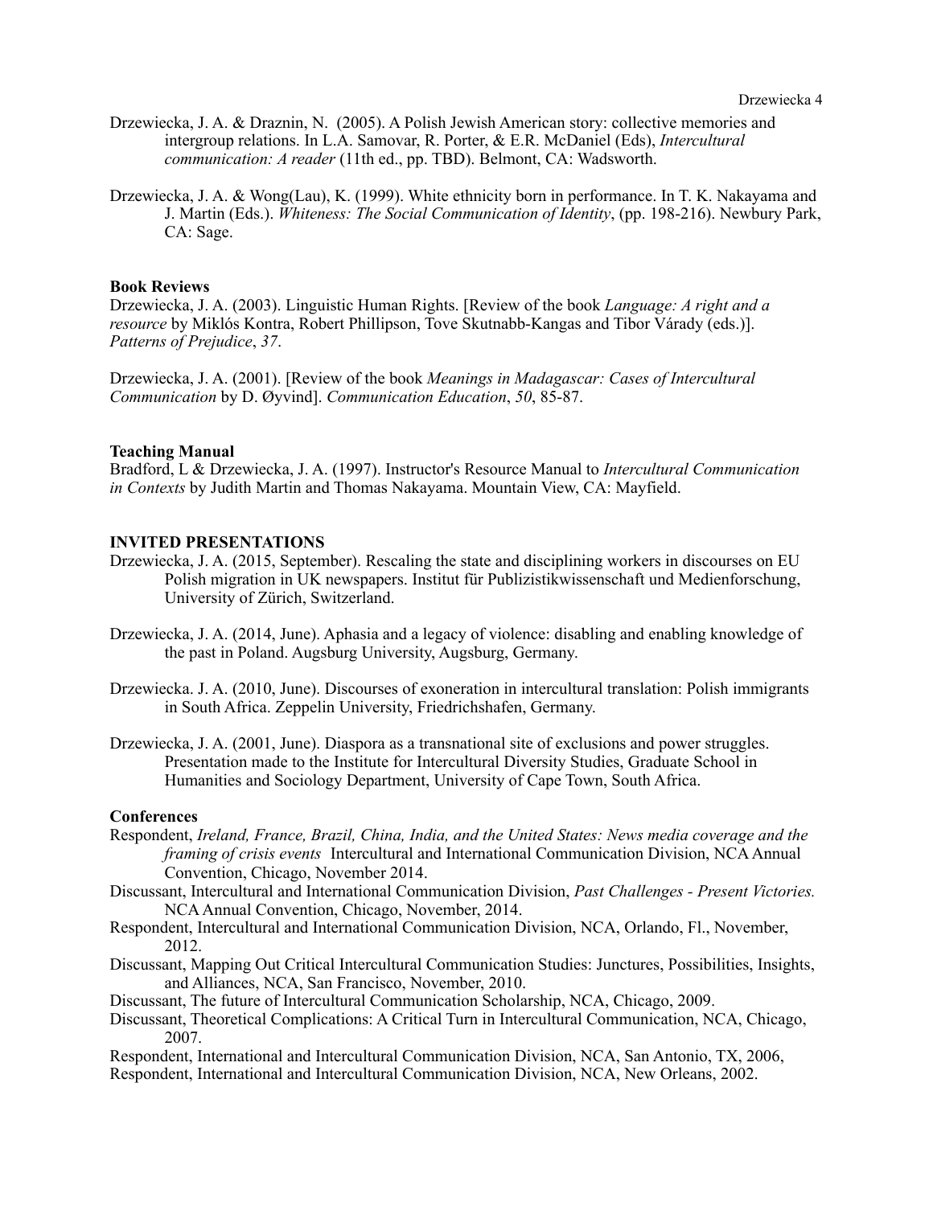Drzewiecka, J. A. & Draznin, N. (2005). A Polish Jewish American story: collective memories and intergroup relations. In L.A. Samovar, R. Porter, & E.R. McDaniel (Eds), *Intercultural communication: A reader* (11th ed., pp. TBD). Belmont, CA: Wadsworth.

Drzewiecka, J. A. & Wong(Lau), K. (1999). White ethnicity born in performance. In T. K. Nakayama and J. Martin (Eds.). *Whiteness: The Social Communication of Identity*, (pp. 198-216). Newbury Park, CA: Sage.

**Book Reviews**

Drzewiecka, J. A. (2003). Linguistic Human Rights. [Review of the book *Language: A right and a resource* by Miklós Kontra, Robert Phillipson, Tove Skutnabb-Kangas and Tibor Várady (eds.)]. *Patterns of Prejudice*, *37*.

Drzewiecka, J. A. (2001). [Review of the book *Meanings in Madagascar: Cases of Intercultural Communication* by D. Øyvind]. *Communication Education*, *50*, 85-87.

**Teaching Manual**

Bradford, L & Drzewiecka, J. A. (1997). Instructor's Resource Manual to *Intercultural Communication in Contexts* by Judith Martin and Thomas Nakayama. Mountain View, CA: Mayfield.

**INVITED PRESENTATIONS**

Drzewiecka, J. A. (2015, September). Rescaling the state and disciplining workers in discourses on EU Polish migration in UK newspapers. Institut für Publizistikwissenschaft und Medienforschung, University of Zürich, Switzerland.

Drzewiecka, J. A. (2014, June). Aphasia and a legacy of violence: disabling and enabling knowledge of the past in Poland. Augsburg University, Augsburg, Germany.

Drzewiecka. J. A. (2010, June). Discourses of exoneration in intercultural translation: Polish immigrants in South Africa. Zeppelin University, Friedrichshafen, Germany.

Drzewiecka, J. A. (2001, June). Diaspora as a transnational site of exclusions and power struggles. Presentation made to the Institute for Intercultural Diversity Studies, Graduate School in Humanities and Sociology Department, University of Cape Town, South Africa.

**Conferences**

Respondent, *Ireland, France, Brazil, China, India, and the United States: News media coverage and the framing of crisis events* Intercultural and International Communication Division, NCA Annual Convention, Chicago, November 2014.

Discussant, Intercultural and International Communication Division, *Past Challenges - Present Victories.* NCA Annual Convention, Chicago, November, 2014.

Respondent, Intercultural and International Communication Division, NCA, Orlando, Fl., November, 2012.

Discussant, Mapping Out Critical Intercultural Communication Studies: Junctures, Possibilities, Insights, and Alliances, NCA, San Francisco, November, 2010.

Discussant, The future of Intercultural Communication Scholarship, NCA, Chicago, 2009.

Discussant, Theoretical Complications: A Critical Turn in Intercultural Communication, NCA, Chicago, 2007.

Respondent, International and Intercultural Communication Division, NCA, San Antonio, TX, 2006,

Respondent, International and Intercultural Communication Division, NCA, New Orleans, 2002.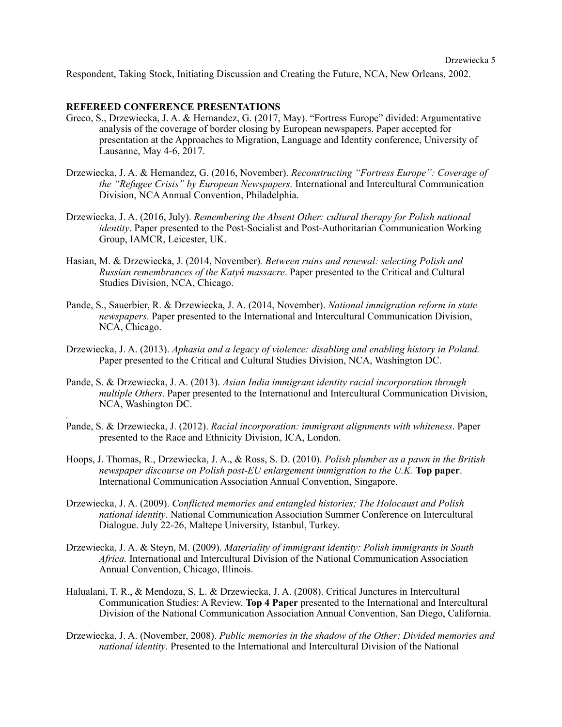Respondent, Taking Stock, Initiating Discussion and Creating the Future, NCA, New Orleans, 2002.

## REFEREED CONFERENCE PRESENTATIONS

Greco, S., Drzewiecka, J. A. & Hernandez, G. (2017, May). "Fortress Europe" divided: Argumentative analysis of the coverage of border closing by European newspapers. Paper accepted for presentation at the Approaches to Migration, Language and Identity conference, University of Lausanne, May 4-6, 2017.

Drzewiecka, J. A. & Hernandez, G. (2016, November). *Reconstructing "Fortress Europe": Coverage of the "Refugee Crisis" by European Newspapers.* International and Intercultural Communication Division, NCA Annual Convention, Philadelphia.

Drzewiecka, J. A. (2016, July). *Remembering the Absent Other: cultural therapy for Polish national identity*. Paper presented to the Post-Socialist and Post-Authoritarian Communication Working Group, IAMCR, Leicester, UK.

Hasian, M. & Drzewiecka, J. (2014, November)*. Between ruins and renewal: selecting Polish and Russian remembrances of the Katyń massacre*. Paper presented to the Critical and Cultural Studies Division, NCA, Chicago.

Pande, S., Sauerbier, R. & Drzewiecka, J. A. (2014, November). *National immigration reform in state newspapers*. Paper presented to the International and Intercultural Communication Division, NCA, Chicago.

Drzewiecka, J. A. (2013). *Aphasia and a legacy of violence: disabling and enabling history in Poland.* Paper presented to the Critical and Cultural Studies Division, NCA, Washington DC.

Pande, S. & Drzewiecka, J. A. (2013). *Asian India immigrant identity racial incorporation through multiple Others*. Paper presented to the International and Intercultural Communication Division, NCA, Washington DC.

Pande, S. & Drzewiecka, J. (2012). *Racial incorporation: immigrant alignments with whiteness*. Paper presented to the Race and Ethnicity Division, ICA, London.

Hoops, J. Thomas, R., Drzewiecka, J. A., & Ross, S. D. (2010). *Polish plumber as a pawn in the British newspaper discourse on Polish post-EU enlargement immigration to the U.K.* **Top paper**. International Communication Association Annual Convention, Singapore.

Drzewiecka, J. A. (2009). *Conflicted memories and entangled histories; The Holocaust and Polish national identity*. National Communication Association Summer Conference on Intercultural Dialogue. July 22-26, Maltepe University, Istanbul, Turkey.

Drzewiecka, J. A. & Steyn, M. (2009). *Materiality of immigrant identity: Polish immigrants in South Africa.* International and Intercultural Division of the National Communication Association Annual Convention, Chicago, Illinois.

Halualani, T. R., & Mendoza, S. L. & Drzewiecka, J. A. (2008). Critical Junctures in Intercultural Communication Studies: A Review. **Top 4 Paper** presented to the International and Intercultural Division of the National Communication Association Annual Convention, San Diego, California.

Drzewiecka, J. A. (November, 2008). *Public memories in the shadow of the Other; Divided memories and national identity*. Presented to the International and Intercultural Division of the National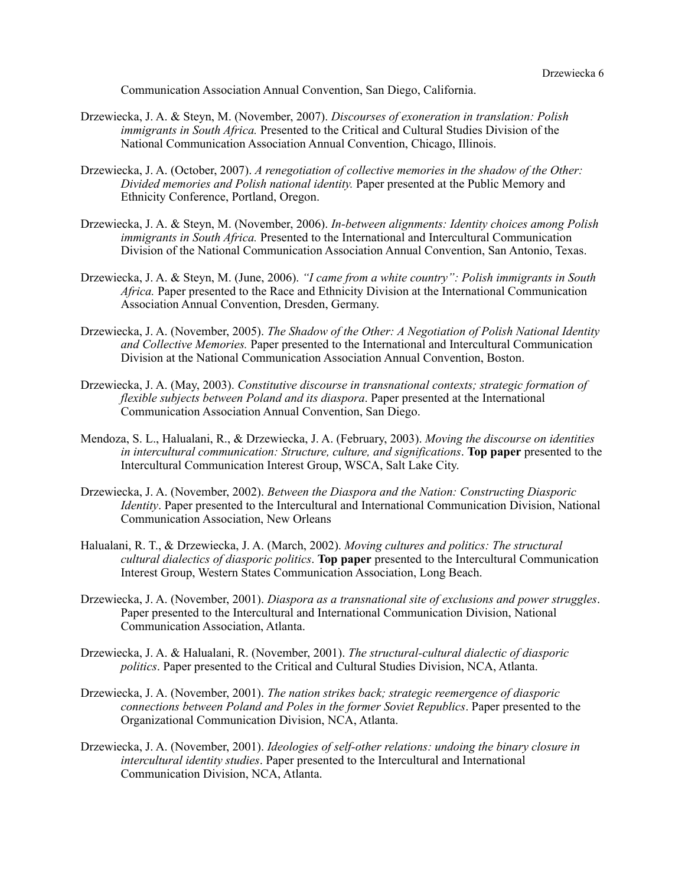Communication Association Annual Convention, San Diego, California.

Drzewiecka, J. A. & Steyn, M. (November, 2007). *Discourses of exoneration in translation: Polish immigrants in South Africa.* Presented to the Critical and Cultural Studies Division of the National Communication Association Annual Convention, Chicago, Illinois.

Drzewiecka, J. A. (October, 2007). *A renegotiation of collective memories in the shadow of the Other: Divided memories and Polish national identity.* Paper presented at the Public Memory and Ethnicity Conference, Portland, Oregon.

Drzewiecka, J. A. & Steyn, M. (November, 2006). *In-between alignments: Identity choices among Polish immigrants in South Africa.* Presented to the International and Intercultural Communication Division of the National Communication Association Annual Convention, San Antonio, Texas.

Drzewiecka, J. A. & Steyn, M. (June, 2006). *"I came from a white country": Polish immigrants in South Africa.* Paper presented to the Race and Ethnicity Division at the International Communication Association Annual Convention, Dresden, Germany.

Drzewiecka, J. A. (November, 2005). *The Shadow of the Other: A Negotiation of Polish National Identity and Collective Memories.* Paper presented to the International and Intercultural Communication Division at the National Communication Association Annual Convention, Boston.

Drzewiecka, J. A. (May, 2003). *Constitutive discourse in transnational contexts; strategic formation of flexible subjects between Poland and its diaspora*. Paper presented at the International Communication Association Annual Convention, San Diego.

Mendoza, S. L., Halualani, R., & Drzewiecka, J. A. (February, 2003). *Moving the discourse on identities in intercultural communication: Structure, culture, and significations*. **Top paper** presented to the Intercultural Communication Interest Group, WSCA, Salt Lake City.

Drzewiecka, J. A. (November, 2002). *Between the Diaspora and the Nation: Constructing Diasporic Identity*. Paper presented to the Intercultural and International Communication Division, National Communication Association, New Orleans

Halualani, R. T., & Drzewiecka, J. A. (March, 2002). *Moving cultures and politics: The structural cultural dialectics of diasporic politics*. **Top paper** presented to the Intercultural Communication Interest Group, Western States Communication Association, Long Beach.

Drzewiecka, J. A. (November, 2001). *Diaspora as a transnational site of exclusions and power struggles*. Paper presented to the Intercultural and International Communication Division, National Communication Association, Atlanta.

Drzewiecka, J. A. & Halualani, R. (November, 2001). *The structural-cultural dialectic of diasporic politics*. Paper presented to the Critical and Cultural Studies Division, NCA, Atlanta.

Drzewiecka, J. A. (November, 2001). *The nation strikes back; strategic reemergence of diasporic connections between Poland and Poles in the former Soviet Republics*. Paper presented to the Organizational Communication Division, NCA, Atlanta.

Drzewiecka, J. A. (November, 2001). *Ideologies of self-other relations: undoing the binary closure in intercultural identity studies*. Paper presented to the Intercultural and International Communication Division, NCA, Atlanta.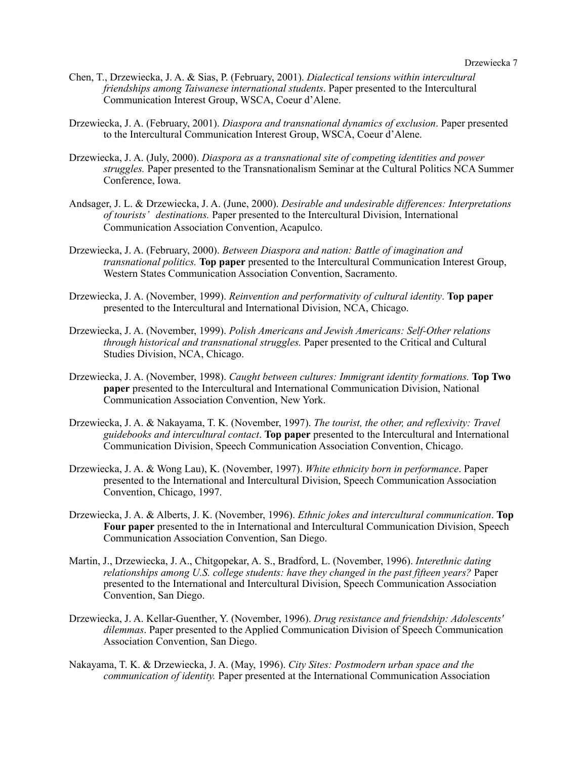Chen, T., Drzewiecka, J. A. & Sias, P. (February, 2001). *Dialectical tensions within intercultural friendships among Taiwanese international students*. Paper presented to the Intercultural Communication Interest Group, WSCA, Coeur d'Alene.

Drzewiecka, J. A. (February, 2001). *Diaspora and transnational dynamics of exclusion*. Paper presented to the Intercultural Communication Interest Group, WSCA, Coeur d'Alene.

Drzewiecka, J. A. (July, 2000). *Diaspora as a transnational site of competing identities and power struggles.* Paper presented to the Transnationalism Seminar at the Cultural Politics NCA Summer Conference, Iowa.

Andsager, J. L. & Drzewiecka, J. A. (June, 2000). *Desirable and undesirable differences: Interpretations of tourists' destinations.* Paper presented to the Intercultural Division, International Communication Association Convention, Acapulco.

Drzewiecka, J. A. (February, 2000). *Between Diaspora and nation: Battle of imagination and transnational politics.* **Top paper** presented to the Intercultural Communication Interest Group, Western States Communication Association Convention, Sacramento.

Drzewiecka, J. A. (November, 1999). *Reinvention and performativity of cultural identity*. **Top paper** presented to the Intercultural and International Division, NCA, Chicago.

Drzewiecka, J. A. (November, 1999). *Polish Americans and Jewish Americans: Self-Other relations through historical and transnational struggles.* Paper presented to the Critical and Cultural Studies Division, NCA, Chicago.

Drzewiecka, J. A. (November, 1998). *Caught between cultures: Immigrant identity formations.* **Top Two paper** presented to the Intercultural and International Communication Division, National Communication Association Convention, New York.

Drzewiecka, J. A. & Nakayama, T. K. (November, 1997). *The tourist, the other, and reflexivity: Travel guidebooks and intercultural contact*. **Top paper** presented to the Intercultural and International Communication Division, Speech Communication Association Convention, Chicago.

Drzewiecka, J. A. & Wong Lau), K. (November, 1997). *White ethnicity born in performance*. Paper presented to the International and Intercultural Division, Speech Communication Association Convention, Chicago, 1997.

Drzewiecka, J. A. & Alberts, J. K. (November, 1996). *Ethnic jokes and intercultural communication*. **Top Four paper** presented to the in International and Intercultural Communication Division, Speech Communication Association Convention, San Diego.

Martin, J., Drzewiecka, J. A., Chitgopekar, A. S., Bradford, L. (November, 1996). *Interethnic dating relationships among U.S. college students: have they changed in the past fifteen years?* Paper presented to the International and Intercultural Division, Speech Communication Association Convention, San Diego.

Drzewiecka, J. A. Kellar-Guenther, Y. (November, 1996). *Drug resistance and friendship: Adolescents' dilemmas*. Paper presented to the Applied Communication Division of Speech Communication Association Convention, San Diego.

Nakayama, T. K. & Drzewiecka, J. A. (May, 1996). *City Sites: Postmodern urban space and the communication of identity.* Paper presented at the International Communication Association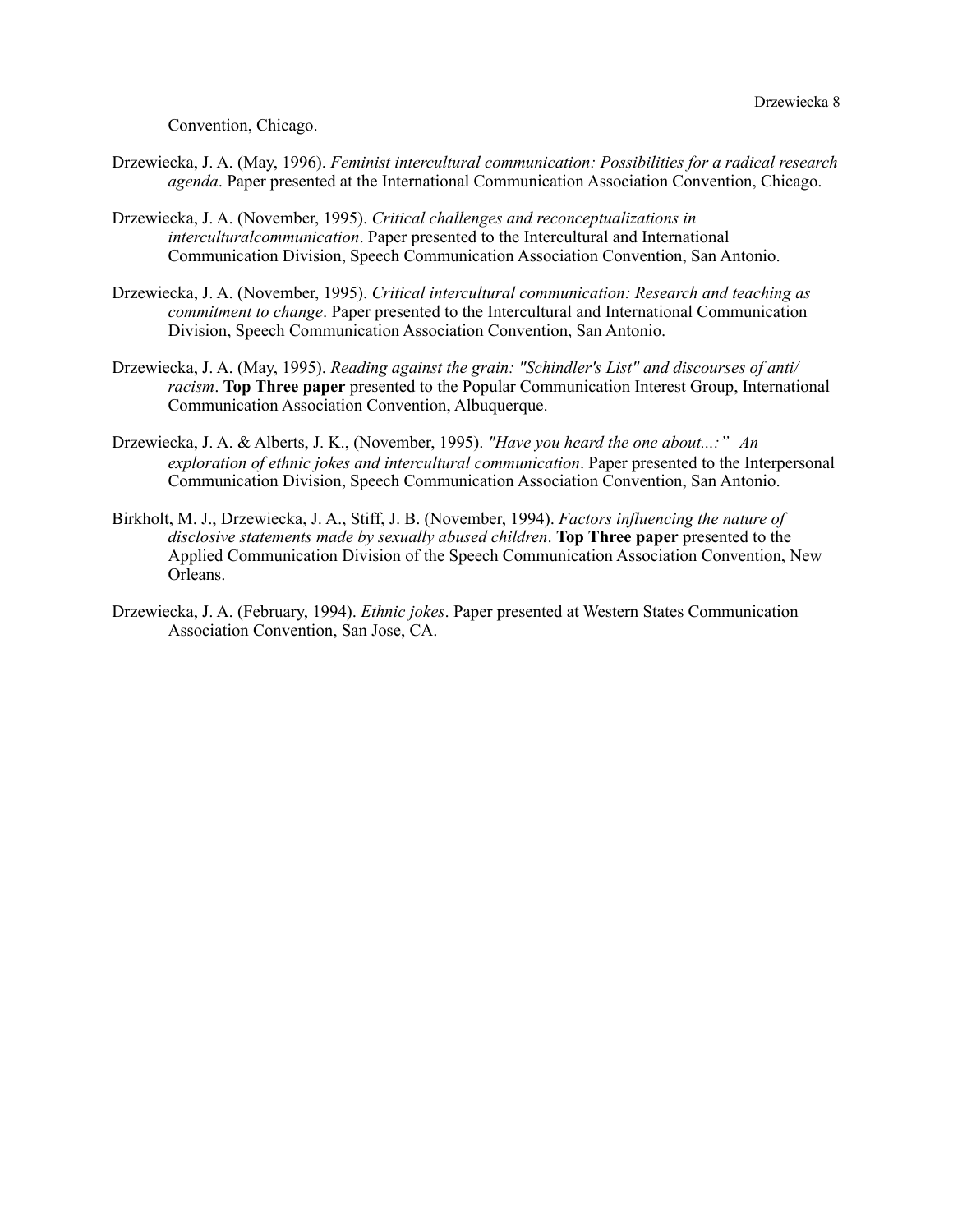Convention, Chicago.

Drzewiecka, J. A. (May, 1996). *Feminist intercultural communication: Possibilities for a radical research agenda*. Paper presented at the International Communication Association Convention, Chicago.

Drzewiecka, J. A. (November, 1995). *Critical challenges and reconceptualizations in interculturalcommunication*. Paper presented to the Intercultural and International Communication Division, Speech Communication Association Convention, San Antonio.

Drzewiecka, J. A. (November, 1995). *Critical intercultural communication: Research and teaching as commitment to change*. Paper presented to the Intercultural and International Communication Division, Speech Communication Association Convention, San Antonio.

Drzewiecka, J. A. (May, 1995). *Reading against the grain: "Schindler's List" and discourses of anti/racism*. **Top Three paper** presented to the Popular Communication Interest Group, International Communication Association Convention, Albuquerque.

Drzewiecka, J. A. & Alberts, J. K., (November, 1995). *"Have you heard the one about...:" An exploration of ethnic jokes and intercultural communication*. Paper presented to the Interpersonal Communication Division, Speech Communication Association Convention, San Antonio.

Birkholt, M. J., Drzewiecka, J. A., Stiff, J. B. (November, 1994). *Factors influencing the nature of disclosive statements made by sexually abused children*. **Top Three paper** presented to the Applied Communication Division of the Speech Communication Association Convention, New Orleans.

Drzewiecka, J. A. (February, 1994). *Ethnic jokes*. Paper presented at Western States Communication Association Convention, San Jose, CA.